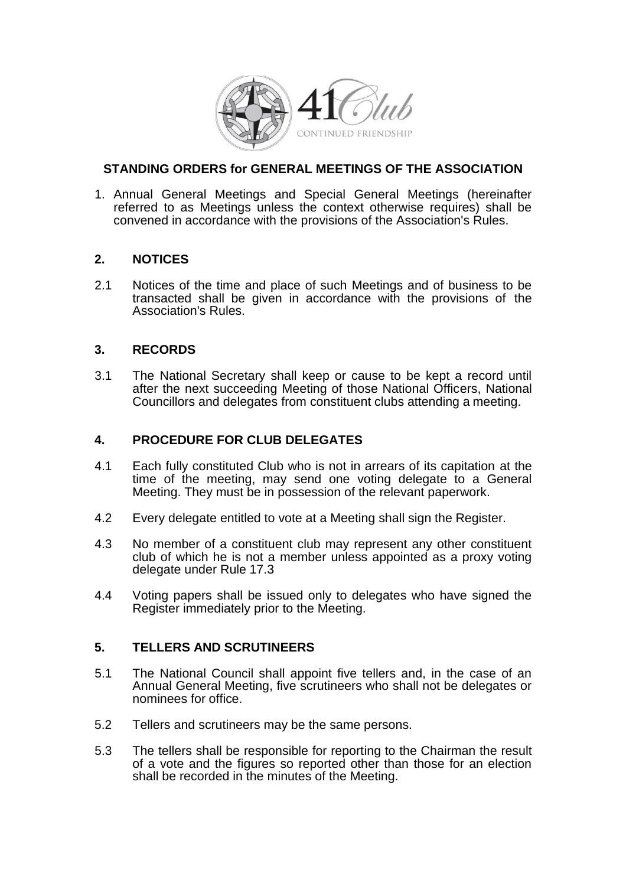# STANDING ORDERS for GENERAL MEETINGS OF THE ASSOCIATION

1. Annual General Meetings and Special General Meetings (hereinafter referred to as Meetings unless the context otherwise requires) shall be convened in accordance with the provisions of the Association's Rules.

## 2. NOTICES

2.1 Notices of the time and place of such Meetings and of business to be transacted shall be given in accordance with the provisions of the Association's Rules.

## 3. RECORDS

3.1 The National Secretary shall keep or cause to be kept a record until after the next succeeding Meeting of those National Officers, National Councillors and delegates from constituent clubs attending a meeting.

## 4. PROCEDURE FOR CLUB DELEGATES

4.1 Each fully constituted Club who is not in arrears of its capitation at the time of the meeting, may send one voting delegate to a General Meeting. They must be in possession of the relevant paperwork.

4.2 Every delegate entitled to vote at a Meeting shall sign the Register.

4.3 No member of a constituent club may represent any other constituent club of which he is not a member unless appointed as a proxy voting delegate under Rule 17.3

4.4 Voting papers shall be issued only to delegates who have signed the Register immediately prior to the Meeting.

## 5. TELLERS AND SCRUTINEERS

5.1 The National Council shall appoint five tellers and, in the case of an Annual General Meeting, five scrutineers who shall not be delegates or nominees for office.

5.2 Tellers and scrutineers may be the same persons.

5.3 The tellers shall be responsible for reporting to the Chairman the result of a vote and the figures so reported other than those for an election shall be recorded in the minutes of the Meeting.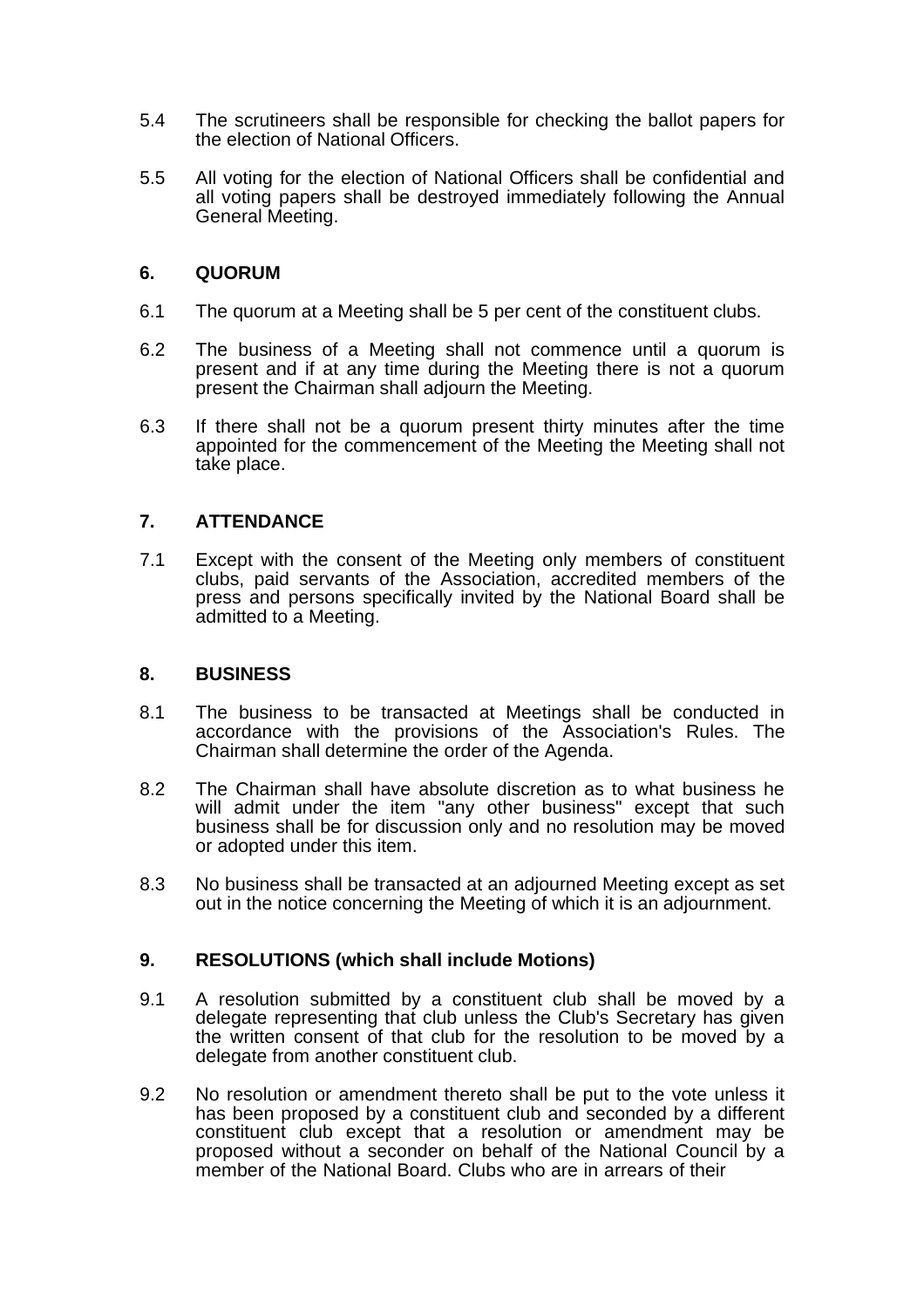5.4 The scrutineers shall be responsible for checking the ballot papers for the election of National Officers.

5.5 All voting for the election of National Officers shall be confidential and all voting papers shall be destroyed immediately following the Annual General Meeting.

## 6. QUORUM

6.1 The quorum at a Meeting shall be 5 per cent of the constituent clubs.

6.2 The business of a Meeting shall not commence until a quorum is present and if at any time during the Meeting there is not a quorum present the Chairman shall adjourn the Meeting.

6.3 If there shall not be a quorum present thirty minutes after the time appointed for the commencement of the Meeting the Meeting shall not take place.

## 7. ATTENDANCE

7.1 Except with the consent of the Meeting only members of constituent clubs, paid servants of the Association, accredited members of the press and persons specifically invited by the National Board shall be admitted to a Meeting.

## 8. BUSINESS

8.1 The business to be transacted at Meetings shall be conducted in accordance with the provisions of the Association's Rules. The Chairman shall determine the order of the Agenda.

8.2 The Chairman shall have absolute discretion as to what business he will admit under the item "any other business" except that such business shall be for discussion only and no resolution may be moved or adopted under this item.

8.3 No business shall be transacted at an adjourned Meeting except as set out in the notice concerning the Meeting of which it is an adjournment.

## 9. RESOLUTIONS (which shall include Motions)

9.1 A resolution submitted by a constituent club shall be moved by a delegate representing that club unless the Club's Secretary has given the written consent of that club for the resolution to be moved by a delegate from another constituent club.

9.2 No resolution or amendment thereto shall be put to the vote unless it has been proposed by a constituent club and seconded by a different constituent club except that a resolution or amendment may be proposed without a seconder on behalf of the National Council by a member of the National Board. Clubs who are in arrears of their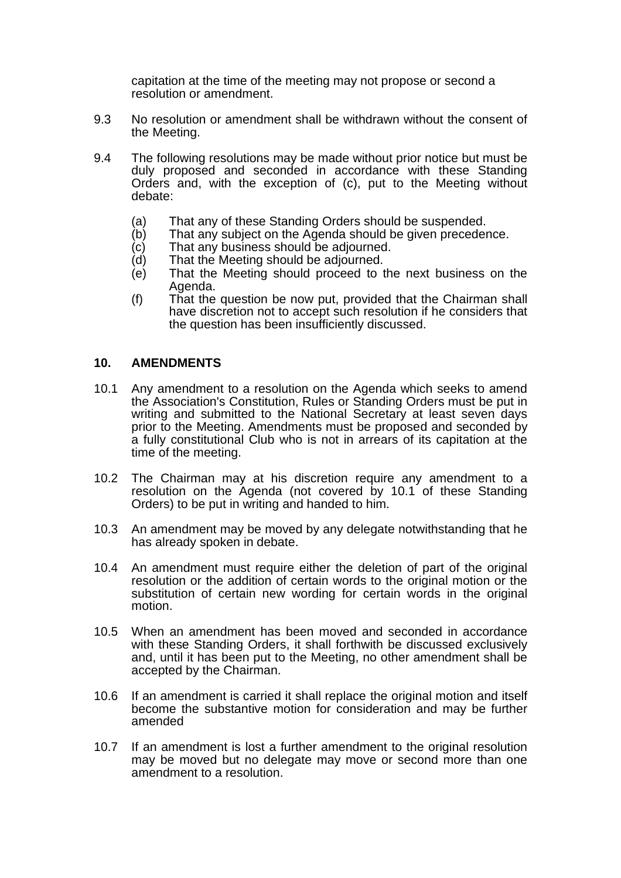capitation at the time of the meeting may not propose or second a resolution or amendment.

9.3 No resolution or amendment shall be withdrawn without the consent of the Meeting.

9.4 The following resolutions may be made without prior notice but must be duly proposed and seconded in accordance with these Standing Orders and, with the exception of (c), put to the Meeting without debate:

- (a) That any of these Standing Orders should be suspended.
- (b) That any subject on the Agenda should be given precedence.
- (c) That any business should be adjourned.
- (d) That the Meeting should be adjourned.
- (e) That the Meeting should proceed to the next business on the Agenda.
- (f) That the question be now put, provided that the Chairman shall have discretion not to accept such resolution if he considers that the question has been insufficiently discussed.

## 10. AMENDMENTS

10.1 Any amendment to a resolution on the Agenda which seeks to amend the Association's Constitution, Rules or Standing Orders must be put in writing and submitted to the National Secretary at least seven days prior to the Meeting. Amendments must be proposed and seconded by a fully constitutional Club who is not in arrears of its capitation at the time of the meeting.

10.2 The Chairman may at his discretion require any amendment to a resolution on the Agenda (not covered by 10.1 of these Standing Orders) to be put in writing and handed to him.

10.3 An amendment may be moved by any delegate notwithstanding that he has already spoken in debate.

10.4 An amendment must require either the deletion of part of the original resolution or the addition of certain words to the original motion or the substitution of certain new wording for certain words in the original motion.

10.5 When an amendment has been moved and seconded in accordance with these Standing Orders, it shall forthwith be discussed exclusively and, until it has been put to the Meeting, no other amendment shall be accepted by the Chairman.

10.6 If an amendment is carried it shall replace the original motion and itself become the substantive motion for consideration and may be further amended

10.7 If an amendment is lost a further amendment to the original resolution may be moved but no delegate may move or second more than one amendment to a resolution.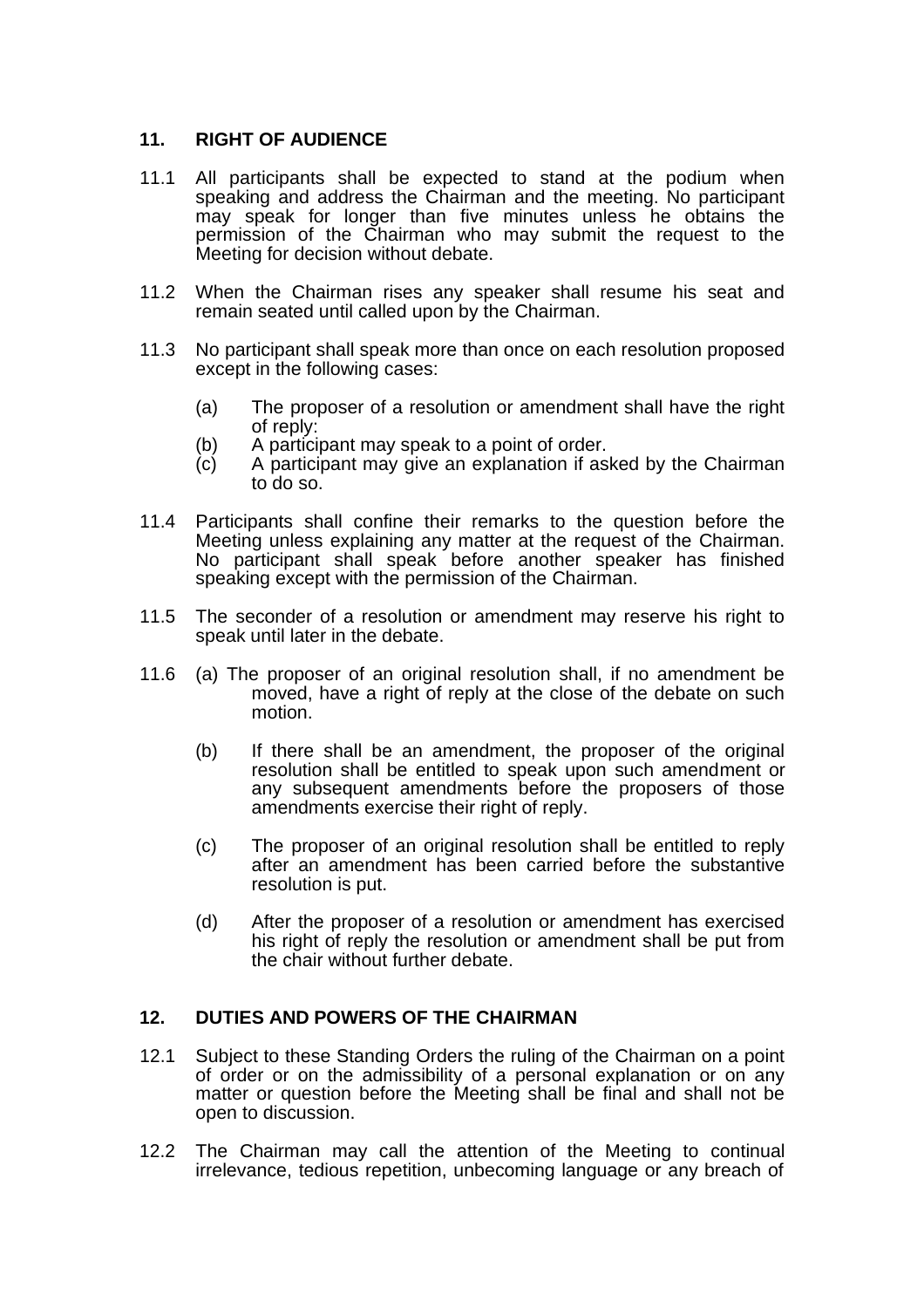## 11. RIGHT OF AUDIENCE

11.1 All participants shall be expected to stand at the podium when speaking and address the Chairman and the meeting. No participant may speak for longer than five minutes unless he obtains the permission of the Chairman who may submit the request to the Meeting for decision without debate.

11.2 When the Chairman rises any speaker shall resume his seat and remain seated until called upon by the Chairman.

11.3 No participant shall speak more than once on each resolution proposed except in the following cases:

- (a) The proposer of a resolution or amendment shall have the right of reply:
- (b) A participant may speak to a point of order.
- (c) A participant may give an explanation if asked by the Chairman to do so.

11.4 Participants shall confine their remarks to the question before the Meeting unless explaining any matter at the request of the Chairman. No participant shall speak before another speaker has finished speaking except with the permission of the Chairman.

11.5 The seconder of a resolution or amendment may reserve his right to speak until later in the debate.

11.6 (a) The proposer of an original resolution shall, if no amendment be moved, have a right of reply at the close of the debate on such motion.

- (b) If there shall be an amendment, the proposer of the original resolution shall be entitled to speak upon such amendment or any subsequent amendments before the proposers of those amendments exercise their right of reply.

- (c) The proposer of an original resolution shall be entitled to reply after an amendment has been carried before the substantive resolution is put.

- (d) After the proposer of a resolution or amendment has exercised his right of reply the resolution or amendment shall be put from the chair without further debate.

## 12. DUTIES AND POWERS OF THE CHAIRMAN

12.1 Subject to these Standing Orders the ruling of the Chairman on a point of order or on the admissibility of a personal explanation or on any matter or question before the Meeting shall be final and shall not be open to discussion.

12.2 The Chairman may call the attention of the Meeting to continual irrelevance, tedious repetition, unbecoming language or any breach of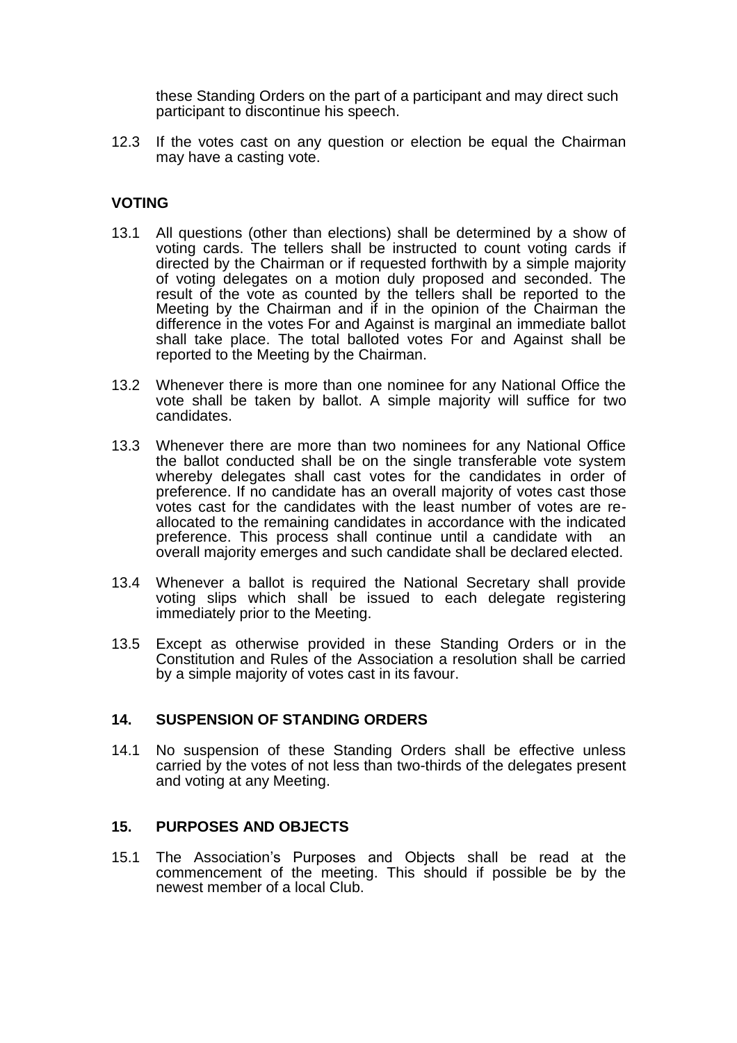these Standing Orders on the part of a participant and may direct such participant to discontinue his speech.

12.3 If the votes cast on any question or election be equal the Chairman may have a casting vote.

**VOTING**

13.1 All questions (other than elections) shall be determined by a show of voting cards. The tellers shall be instructed to count voting cards if directed by the Chairman or if requested forthwith by a simple majority of voting delegates on a motion duly proposed and seconded. The result of the vote as counted by the tellers shall be reported to the Meeting by the Chairman and if in the opinion of the Chairman the difference in the votes For and Against is marginal an immediate ballot shall take place. The total balloted votes For and Against shall be reported to the Meeting by the Chairman.

13.2 Whenever there is more than one nominee for any National Office the vote shall be taken by ballot. A simple majority will suffice for two candidates.

13.3 Whenever there are more than two nominees for any National Office the ballot conducted shall be on the single transferable vote system whereby delegates shall cast votes for the candidates in order of preference. If no candidate has an overall majority of votes cast those votes cast for the candidates with the least number of votes are re-allocated to the remaining candidates in accordance with the indicated preference. This process shall continue until a candidate with an overall majority emerges and such candidate shall be declared elected.

13.4 Whenever a ballot is required the National Secretary shall provide voting slips which shall be issued to each delegate registering immediately prior to the Meeting.

13.5 Except as otherwise provided in these Standing Orders or in the Constitution and Rules of the Association a resolution shall be carried by a simple majority of votes cast in its favour.

## 14. SUSPENSION OF STANDING ORDERS

14.1 No suspension of these Standing Orders shall be effective unless carried by the votes of not less than two-thirds of the delegates present and voting at any Meeting.

## 15. PURPOSES AND OBJECTS

15.1 The Association's Purposes and Objects shall be read at the commencement of the meeting. This should if possible be by the newest member of a local Club.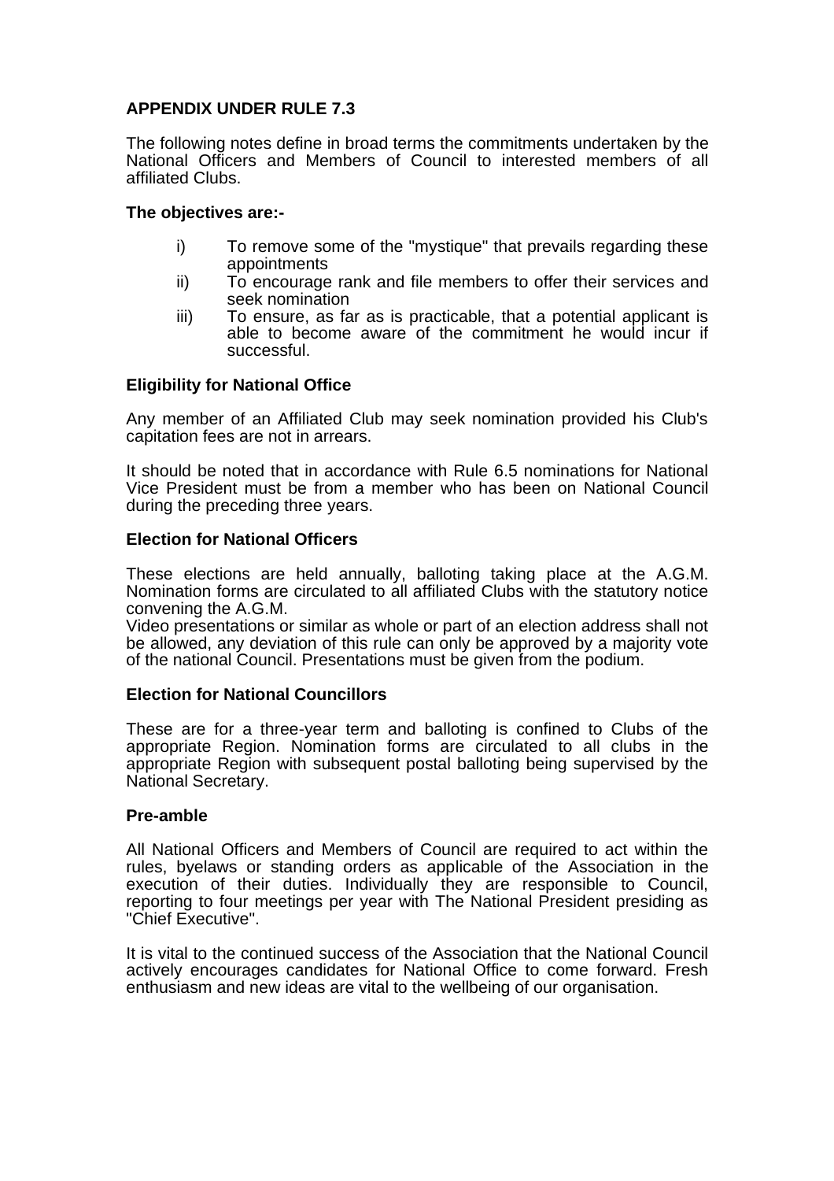**APPENDIX UNDER RULE 7.3**

The following notes define in broad terms the commitments undertaken by the National Officers and Members of Council to interested members of all affiliated Clubs.

**The objectives are:-**

- i) To remove some of the "mystique" that prevails regarding these appointments
- ii) To encourage rank and file members to offer their services and seek nomination
- iii) To ensure, as far as is practicable, that a potential applicant is able to become aware of the commitment he would incur if successful.

**Eligibility for National Office**

Any member of an Affiliated Club may seek nomination provided his Club's capitation fees are not in arrears.

It should be noted that in accordance with Rule 6.5 nominations for National Vice President must be from a member who has been on National Council during the preceding three years.

**Election for National Officers**

These elections are held annually, balloting taking place at the A.G.M. Nomination forms are circulated to all affiliated Clubs with the statutory notice convening the A.G.M.
Video presentations or similar as whole or part of an election address shall not be allowed, any deviation of this rule can only be approved by a majority vote of the national Council. Presentations must be given from the podium.

**Election for National Councillors**

These are for a three-year term and balloting is confined to Clubs of the appropriate Region. Nomination forms are circulated to all clubs in the appropriate Region with subsequent postal balloting being supervised by the National Secretary.

**Pre-amble**

All National Officers and Members of Council are required to act within the rules, byelaws or standing orders as applicable of the Association in the execution of their duties. Individually they are responsible to Council, reporting to four meetings per year with The National President presiding as "Chief Executive".

It is vital to the continued success of the Association that the National Council actively encourages candidates for National Office to come forward. Fresh enthusiasm and new ideas are vital to the wellbeing of our organisation.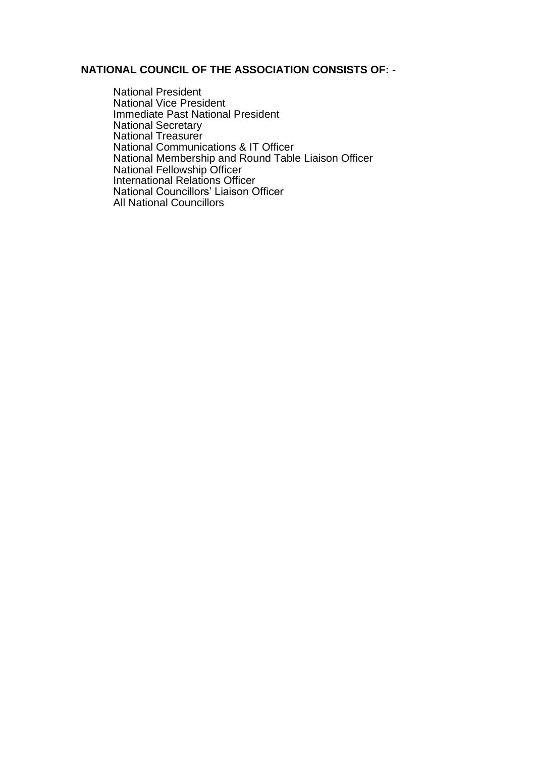**NATIONAL COUNCIL OF THE ASSOCIATION CONSISTS OF: -**

National President
National Vice President
Immediate Past National President
National Secretary
National Treasurer
National Communications & IT Officer
National Membership and Round Table Liaison Officer
National Fellowship Officer
International Relations Officer
National Councillors' Liaison Officer
All National Councillors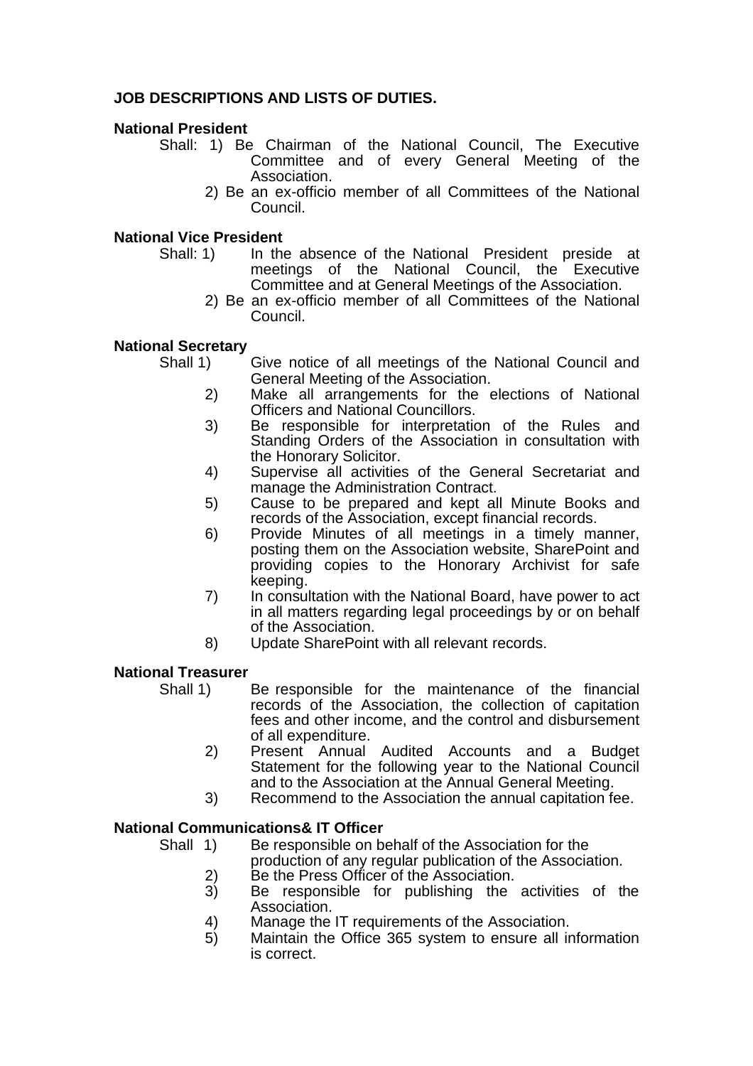**JOB DESCRIPTIONS AND LISTS OF DUTIES.**

**National President**

Shall:
1) Be Chairman of the National Council, The Executive Committee and of every General Meeting of the Association.
2) Be an ex-officio member of all Committees of the National Council.

**National Vice President**

Shall:
1) In the absence of the National President preside at meetings of the National Council, the Executive Committee and at General Meetings of the Association.
2) Be an ex-officio member of all Committees of the National Council.

**National Secretary**

Shall
1) Give notice of all meetings of the National Council and General Meeting of the Association.
2) Make all arrangements for the elections of National Officers and National Councillors.
3) Be responsible for interpretation of the Rules and Standing Orders of the Association in consultation with the Honorary Solicitor.
4) Supervise all activities of the General Secretariat and manage the Administration Contract.
5) Cause to be prepared and kept all Minute Books and records of the Association, except financial records.
6) Provide Minutes of all meetings in a timely manner, posting them on the Association website, SharePoint and providing copies to the Honorary Archivist for safe keeping.
7) In consultation with the National Board, have power to act in all matters regarding legal proceedings by or on behalf of the Association.
8) Update SharePoint with all relevant records.

**National Treasurer**

Shall
1) Be responsible for the maintenance of the financial records of the Association, the collection of capitation fees and other income, and the control and disbursement of all expenditure.
2) Present Annual Audited Accounts and a Budget Statement for the following year to the National Council and to the Association at the Annual General Meeting.
3) Recommend to the Association the annual capitation fee.

**National Communications& IT Officer**

Shall
1) Be responsible on behalf of the Association for the production of any regular publication of the Association.
2) Be the Press Officer of the Association.
3) Be responsible for publishing the activities of the Association.
4) Manage the IT requirements of the Association.
5) Maintain the Office 365 system to ensure all information is correct.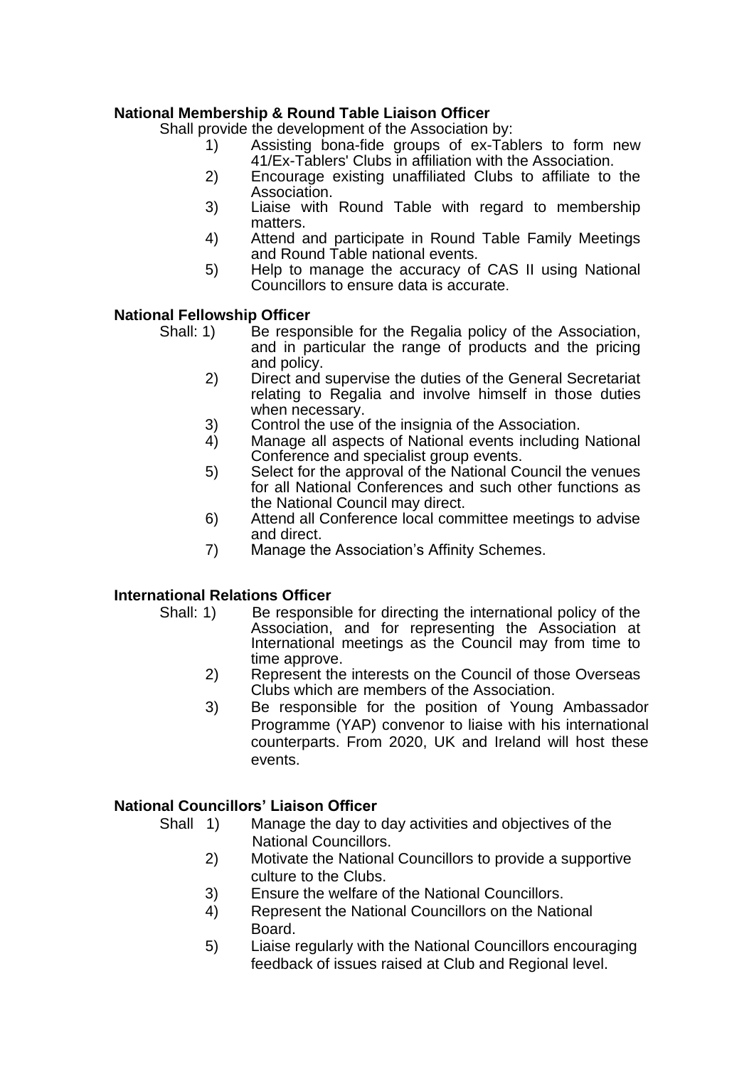**National Membership & Round Table Liaison Officer**

Shall provide the development of the Association by:

1) Assisting bona-fide groups of ex-Tablers to form new 41/Ex-Tablers' Clubs in affiliation with the Association.
2) Encourage existing unaffiliated Clubs to affiliate to the Association.
3) Liaise with Round Table with regard to membership matters.
4) Attend and participate in Round Table Family Meetings and Round Table national events.
5) Help to manage the accuracy of CAS II using National Councillors to ensure data is accurate.

**National Fellowship Officer**

Shall:
1) Be responsible for the Regalia policy of the Association, and in particular the range of products and the pricing and policy.
2) Direct and supervise the duties of the General Secretariat relating to Regalia and involve himself in those duties when necessary.
3) Control the use of the insignia of the Association.
4) Manage all aspects of National events including National Conference and specialist group events.
5) Select for the approval of the National Council the venues for all National Conferences and such other functions as the National Council may direct.
6) Attend all Conference local committee meetings to advise and direct.
7) Manage the Association's Affinity Schemes.

**International Relations Officer**

Shall:
1) Be responsible for directing the international policy of the Association, and for representing the Association at International meetings as the Council may from time to time approve.
2) Represent the interests on the Council of those Overseas Clubs which are members of the Association.
3) Be responsible for the position of Young Ambassador Programme (YAP) convenor to liaise with his international counterparts. From 2020, UK and Ireland will host these events.

**National Councillors' Liaison Officer**

Shall
1) Manage the day to day activities and objectives of the National Councillors.
2) Motivate the National Councillors to provide a supportive culture to the Clubs.
3) Ensure the welfare of the National Councillors.
4) Represent the National Councillors on the National Board.
5) Liaise regularly with the National Councillors encouraging feedback of issues raised at Club and Regional level.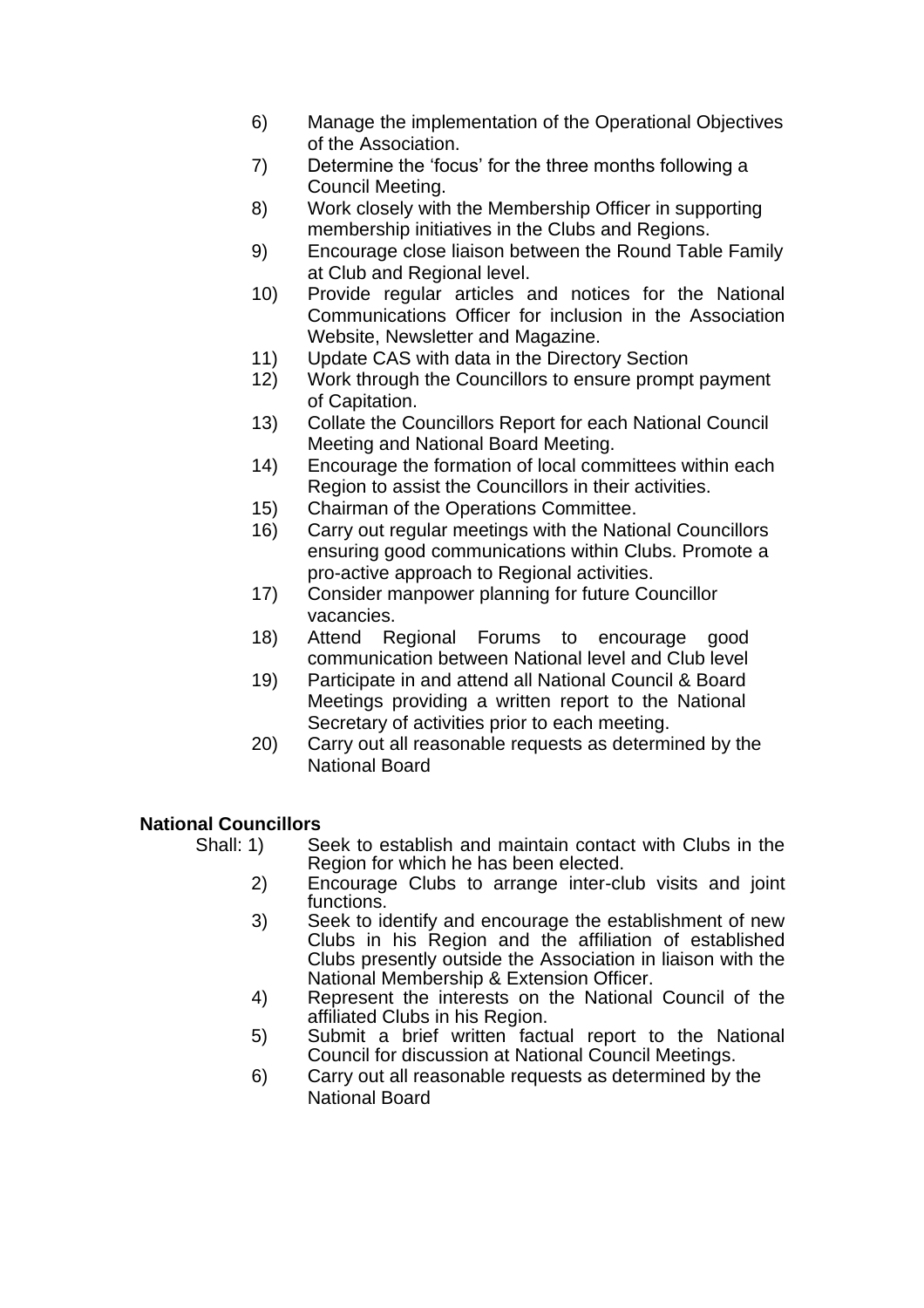6) Manage the implementation of the Operational Objectives of the Association.
7) Determine the ‘focus’ for the three months following a Council Meeting.
8) Work closely with the Membership Officer in supporting membership initiatives in the Clubs and Regions.
9) Encourage close liaison between the Round Table Family at Club and Regional level.
10) Provide regular articles and notices for the National Communications Officer for inclusion in the Association Website, Newsletter and Magazine.
11) Update CAS with data in the Directory Section
12) Work through the Councillors to ensure prompt payment of Capitation.
13) Collate the Councillors Report for each National Council Meeting and National Board Meeting.
14) Encourage the formation of local committees within each Region to assist the Councillors in their activities.
15) Chairman of the Operations Committee.
16) Carry out regular meetings with the National Councillors ensuring good communications within Clubs. Promote a pro-active approach to Regional activities.
17) Consider manpower planning for future Councillor vacancies.
18) Attend Regional Forums to encourage good communication between National level and Club level
19) Participate in and attend all National Council & Board Meetings providing a written report to the National Secretary of activities prior to each meeting.
20) Carry out all reasonable requests as determined by the National Board

**National Councillors**

Shall:

1) Seek to establish and maintain contact with Clubs in the Region for which he has been elected.
2) Encourage Clubs to arrange inter-club visits and joint functions.
3) Seek to identify and encourage the establishment of new Clubs in his Region and the affiliation of established Clubs presently outside the Association in liaison with the National Membership & Extension Officer.
4) Represent the interests on the National Council of the affiliated Clubs in his Region.
5) Submit a brief written factual report to the National Council for discussion at National Council Meetings.
6) Carry out all reasonable requests as determined by the National Board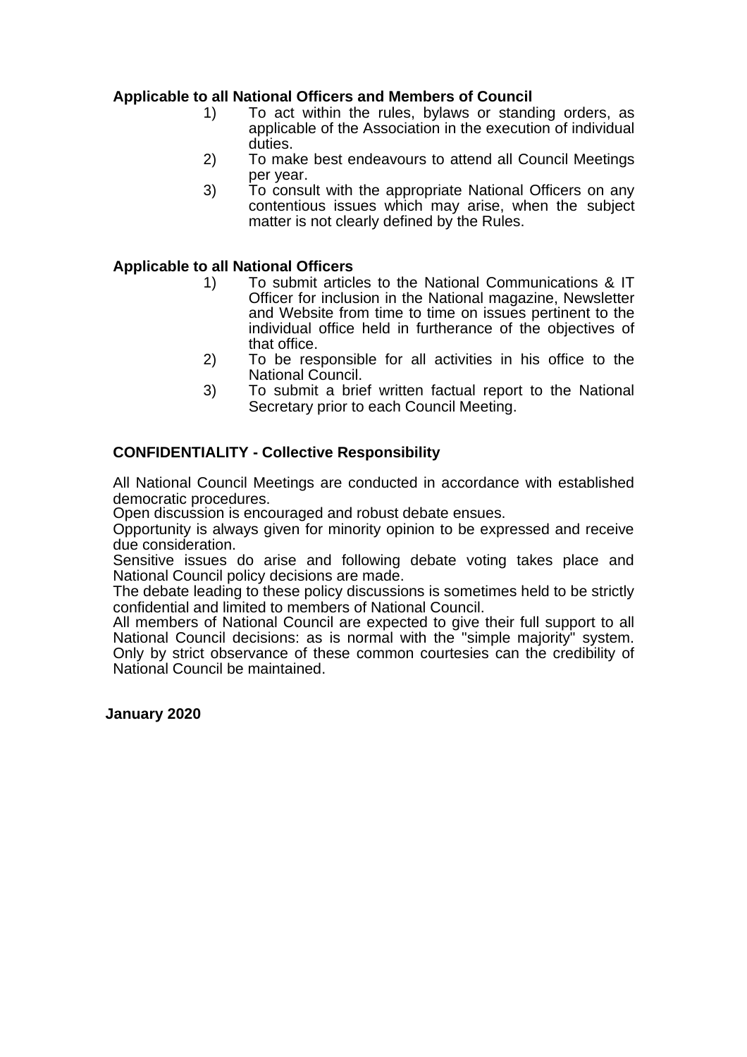**Applicable to all National Officers and Members of Council**

1) To act within the rules, bylaws or standing orders, as applicable of the Association in the execution of individual duties.
2) To make best endeavours to attend all Council Meetings per year.
3) To consult with the appropriate National Officers on any contentious issues which may arise, when the subject matter is not clearly defined by the Rules.

**Applicable to all National Officers**

1) To submit articles to the National Communications & IT Officer for inclusion in the National magazine, Newsletter and Website from time to time on issues pertinent to the individual office held in furtherance of the objectives of that office.
2) To be responsible for all activities in his office to the National Council.
3) To submit a brief written factual report to the National Secretary prior to each Council Meeting.

**CONFIDENTIALITY - Collective Responsibility**

All National Council Meetings are conducted in accordance with established democratic procedures.
Open discussion is encouraged and robust debate ensues.
Opportunity is always given for minority opinion to be expressed and receive due consideration.
Sensitive issues do arise and following debate voting takes place and National Council policy decisions are made.
The debate leading to these policy discussions is sometimes held to be strictly confidential and limited to members of National Council.
All members of National Council are expected to give their full support to all National Council decisions: as is normal with the "simple majority" system. Only by strict observance of these common courtesies can the credibility of National Council be maintained.

**January 2020**